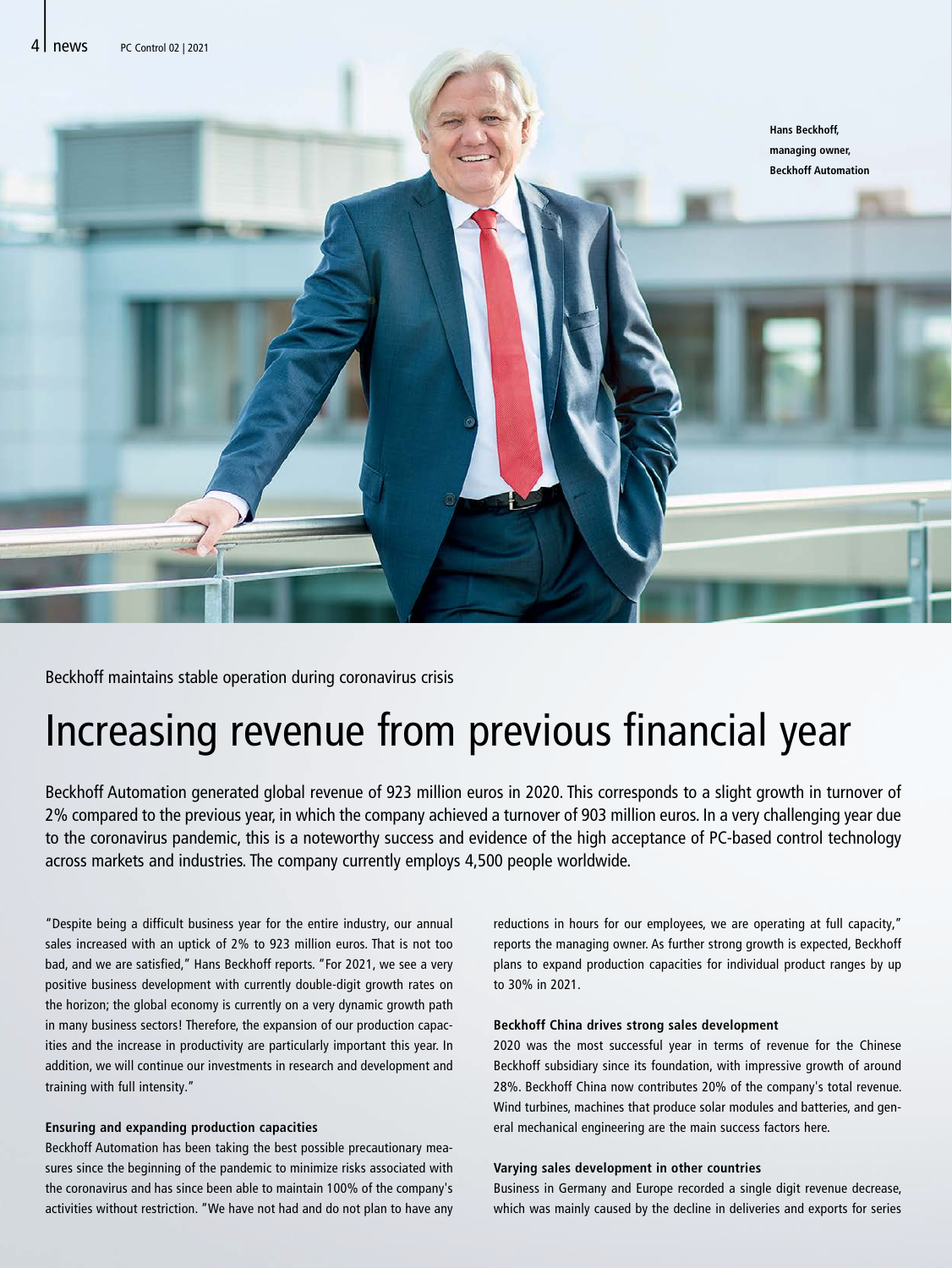Hans Beckhoff, managing owner, Beckhoff Automation

Beckhoff maintains stable operation during coronavirus crisis

# Increasing revenue from previous financial year

Beckhoff Automation generated global revenue of 923 million euros in 2020. This corresponds to a slight growth in turnover of 2% compared to the previous year, in which the company achieved a turnover of 903 million euros. In a very challenging year due to the coronavirus pandemic, this is a noteworthy success and evidence of the high acceptance of PC-based control technology across markets and industries. The company currently employs 4,500 people worldwide.

"Despite being a difficult business year for the entire industry, our annual sales increased with an uptick of 2% to 923 million euros. That is not too bad, and we are satisfied," Hans Beckhoff reports. "For 2021, we see a very positive business development with currently double-digit growth rates on the horizon; the global economy is currently on a very dynamic growth path in many business sectors! Therefore, the expansion of our production capacities and the increase in productivity are particularly important this year. In addition, we will continue our investments in research and development and training with full intensity."

**Ensuring and expanding production capacities**

Beckhoff Automation has been taking the best possible precautionary measures since the beginning of the pandemic to minimize risks associated with the coronavirus and has since been able to maintain 100% of the company's activities without restriction. "We have not had and do not plan to have any reductions in hours for our employees, we are operating at full capacity," reports the managing owner. As further strong growth is expected, Beckhoff plans to expand production capacities for individual product ranges by up to 30% in 2021.

**Beckhoff China drives strong sales development**

2020 was the most successful year in terms of revenue for the Chinese Beckhoff subsidiary since its foundation, with impressive growth of around 28%. Beckhoff China now contributes 20% of the company's total revenue. Wind turbines, machines that produce solar modules and batteries, and general mechanical engineering are the main success factors here.

**Varying sales development in other countries**

Business in Germany and Europe recorded a single digit revenue decrease, which was mainly caused by the decline in deliveries and exports for series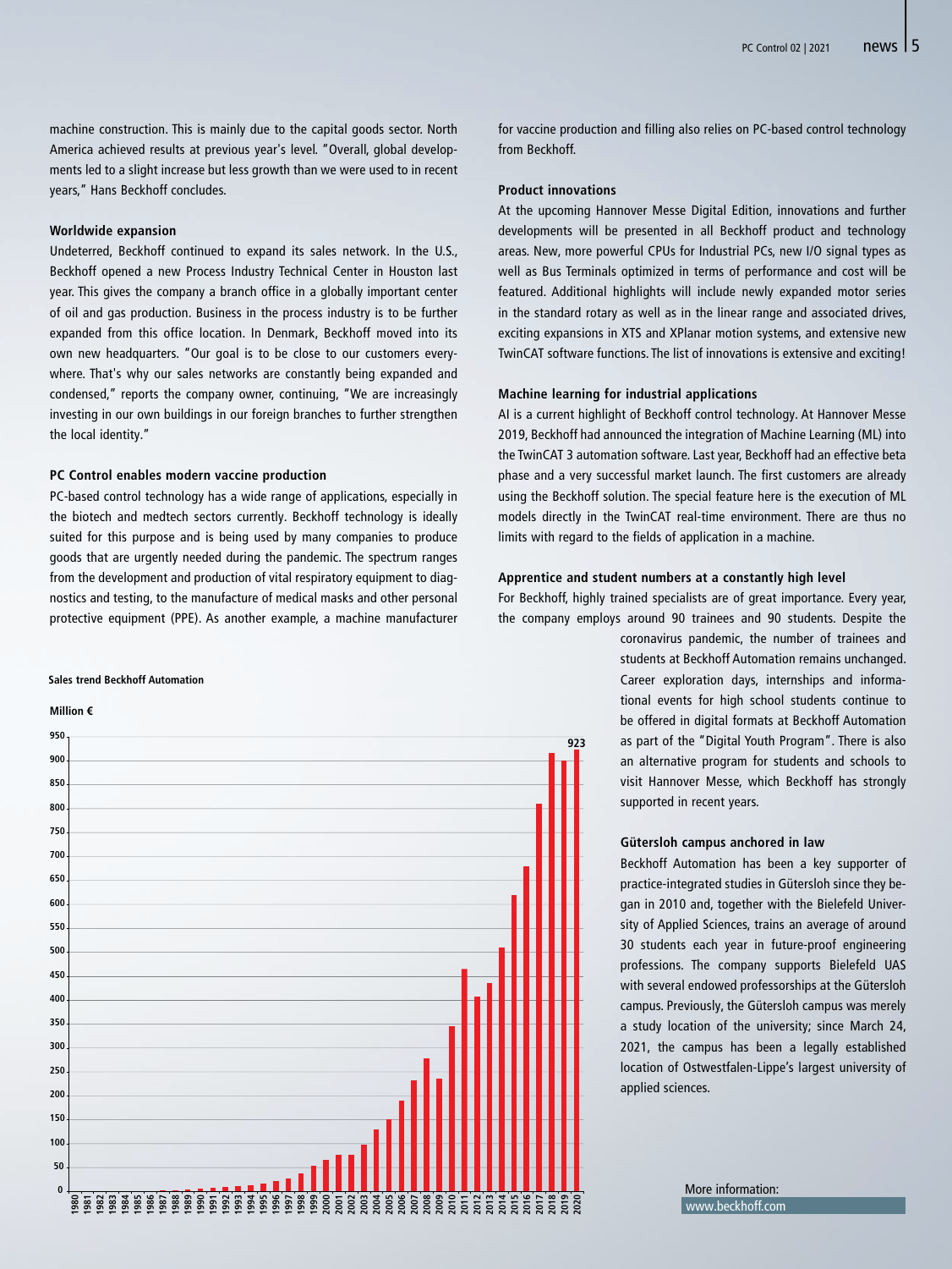machine construction. This is mainly due to the capital goods sector. North America achieved results at previous year's level. "Overall, global developments led to a slight increase but less growth than we were used to in recent years," Hans Beckhoff concludes.

### Worldwide expansion

Undeterred, Beckhoff continued to expand its sales network. In the U.S., Beckhoff opened a new Process Industry Technical Center in Houston last year. This gives the company a branch office in a globally important center of oil and gas production. Business in the process industry is to be further expanded from this office location. In Denmark, Beckhoff moved into its own new headquarters. "Our goal is to be close to our customers everywhere. That's why our sales networks are constantly being expanded and condensed," reports the company owner, continuing, "We are increasingly investing in our own buildings in our foreign branches to further strengthen the local identity."

### PC Control enables modern vaccine production

PC-based control technology has a wide range of applications, especially in the biotech and medtech sectors currently. Beckhoff technology is ideally suited for this purpose and is being used by many companies to produce goods that are urgently needed during the pandemic. The spectrum ranges from the development and production of vital respiratory equipment to diagnostics and testing, to the manufacture of medical masks and other personal protective equipment (PPE). As another example, a machine manufacturer for vaccine production and filling also relies on PC-based control technology from Beckhoff.

**Sales trend Beckhoff Automation**

Million €

950
900
850
800
750
700
650
600
550
500
450
400
350
300
250
200
150
100
50
0

923

1980 1981 1982 1983 1984 1985 1986 1987 1988 1989 1990 1991 1992 1993 1994 1995 1996 1997 1998 1999 2000 2001 2002 2003 2004 2005 2006 2007 2008 2009 2010 2011 2012 2013 2014 2015 2016 2017 2018 2019 2020

### Product innovations

At the upcoming Hannover Messe Digital Edition, innovations and further developments will be presented in all Beckhoff product and technology areas. New, more powerful CPUs for Industrial PCs, new I/O signal types as well as Bus Terminals optimized in terms of performance and cost will be featured. Additional highlights will include newly expanded motor series in the standard rotary as well as in the linear range and associated drives, exciting expansions in XTS and XPlanar motion systems, and extensive new TwinCAT software functions. The list of innovations is extensive and exciting!

### Machine learning for industrial applications

AI is a current highlight of Beckhoff control technology. At Hannover Messe 2019, Beckhoff had announced the integration of Machine Learning (ML) into the TwinCAT 3 automation software. Last year, Beckhoff had an effective beta phase and a very successful market launch. The first customers are already using the Beckhoff solution. The special feature here is the execution of ML models directly in the TwinCAT real-time environment. There are thus no limits with regard to the fields of application in a machine.

### Apprentice and student numbers at a constantly high level

For Beckhoff, highly trained specialists are of great importance. Every year, the company employs around 90 trainees and 90 students. Despite the coronavirus pandemic, the number of trainees and students at Beckhoff Automation remains unchanged. Career exploration days, internships and informational events for high school students continue to be offered in digital formats at Beckhoff Automation as part of the "Digital Youth Program". There is also an alternative program for students and schools to visit Hannover Messe, which Beckhoff has strongly supported in recent years.

### Gütersloh campus anchored in law

Beckhoff Automation has been a key supporter of practice-integrated studies in Gütersloh since they began in 2010 and, together with the Bielefeld University of Applied Sciences, trains an average of around 30 students each year in future-proof engineering professions. The company supports Bielefeld UAS with several endowed professorships at the Gütersloh campus. Previously, the Gütersloh campus was merely a study location of the university; since March 24, 2021, the campus has been a legally established location of Ostwestfalen-Lippe's largest university of applied sciences.

More information:
www.beckhoff.com